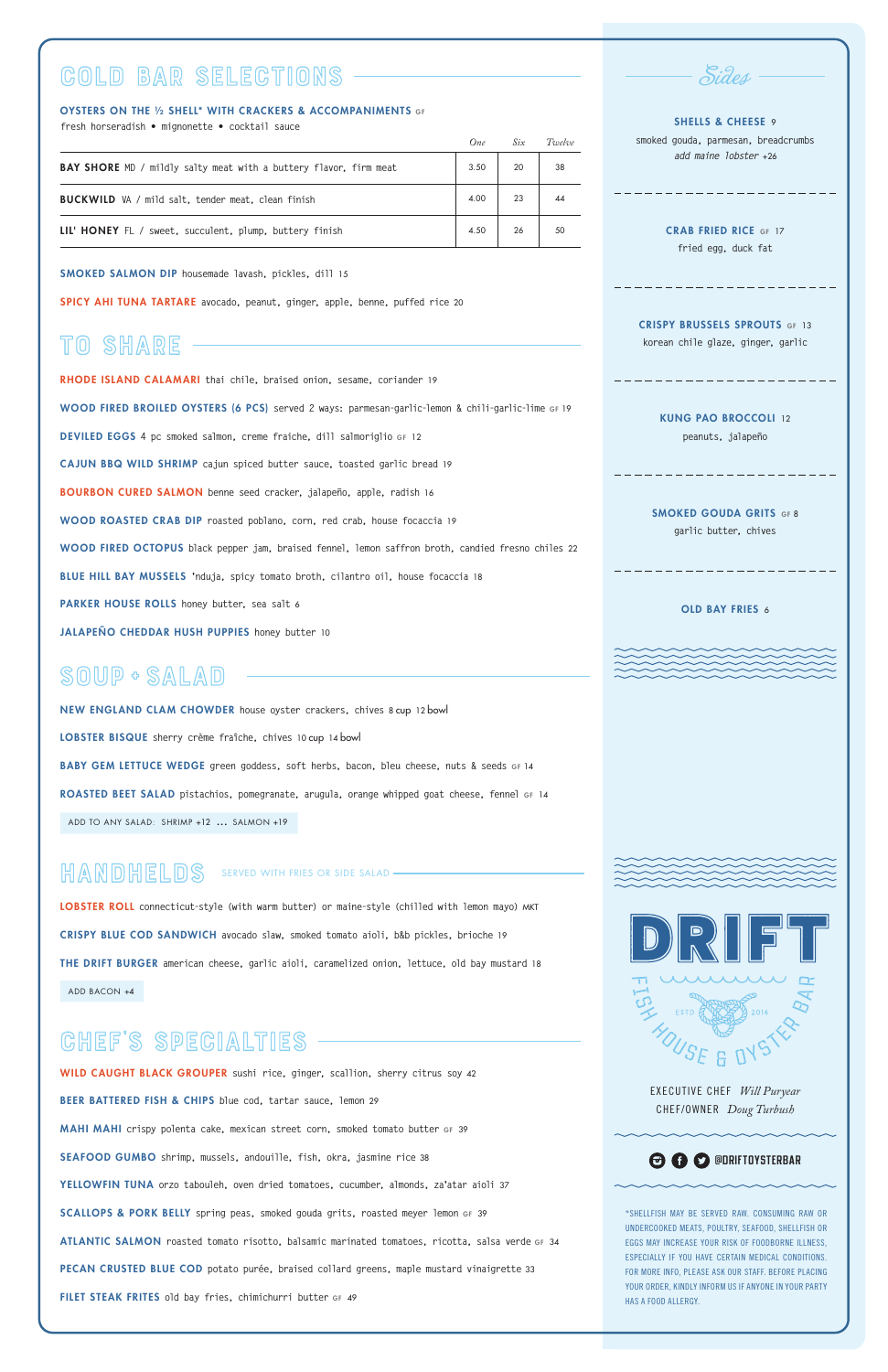## COLD BAR SELECTIONS

**OYSTERS ON THE ½ SHELL\* WITH CRACKERS & ACCOMPANIMENTS** GF
fresh horseradish • mignonette • cocktail sauce

| | One | Six | Twelve |
|---|---|---|---|
| **BAY SHORE** MD / mildly salty meat with a buttery flavor, firm meat | 3.50 | 20 | 38 |
| **BUCKWILD** VA / mild salt, tender meat, clean finish | 4.00 | 23 | 44 |
| **LIL' HONEY** FL / sweet, succulent, plump, buttery finish | 4.50 | 26 | 50 |

**SMOKED SALMON DIP** housemade lavash, pickles, dill 15

**SPICY AHI TUNA TARTARE** avocado, peanut, ginger, apple, benne, puffed rice 20

## TO SHARE

**RHODE ISLAND CALAMARI** thai chile, braised onion, sesame, coriander 19

**WOOD FIRED BROILED OYSTERS (6 PCS)** served 2 ways: parmesan-garlic-lemon & chili-garlic-lime GF 19

**DEVILED EGGS** 4 pc smoked salmon, creme fraiche, dill salmoriglio GF 12

**CAJUN BBQ WILD SHRIMP** cajun spiced butter sauce, toasted garlic bread 19

**BOURBON CURED SALMON** benne seed cracker, jalapeño, apple, radish 16

**WOOD ROASTED CRAB DIP** roasted poblano, corn, red crab, house focaccia 19

**WOOD FIRED OCTOPUS** black pepper jam, braised fennel, lemon saffron broth, candied fresno chiles 22

**BLUE HILL BAY MUSSELS** 'nduja, spicy tomato broth, cilantro oil, house focaccia 18

**PARKER HOUSE ROLLS** honey butter, sea salt 6

**JALAPEÑO CHEDDAR HUSH PUPPIES** honey butter 10

## SOUP + SALAD

**NEW ENGLAND CLAM CHOWDER** house oyster crackers, chives 8 cup 12 bowl

**LOBSTER BISQUE** sherry crème fraîche, chives 10 cup 14 bowl

**BABY GEM LETTUCE WEDGE** green goddess, soft herbs, bacon, bleu cheese, nuts & seeds GF 14

**ROASTED BEET SALAD** pistachios, pomegranate, arugula, orange whipped goat cheese, fennel GF 14

ADD TO ANY SALAD: SHRIMP +12 ... SALMON +19

## HANDHELDS

SERVED WITH FRIES OR SIDE SALAD

**LOBSTER ROLL** connecticut-style (with warm butter) or maine-style (chilled with lemon mayo) MKT

**CRISPY BLUE COD SANDWICH** avocado slaw, smoked tomato aioli, b&b pickles, brioche 19

**THE DRIFT BURGER** american cheese, garlic aioli, caramelized onion, lettuce, old bay mustard 18

ADD BACON +4

## CHEF'S SPECIALTIES

**WILD CAUGHT BLACK GROUPER** sushi rice, ginger, scallion, sherry citrus soy 42

**BEER BATTERED FISH & CHIPS** blue cod, tartar sauce, lemon 29

**MAHI MAHI** crispy polenta cake, mexican street corn, smoked tomato butter GF 39

**SEAFOOD GUMBO** shrimp, mussels, andouille, fish, okra, jasmine rice 38

**YELLOWFIN TUNA** orzo tabouleh, oven dried tomatoes, cucumber, almonds, za'atar aioli 37

**SCALLOPS & PORK BELLY** spring peas, smoked gouda grits, roasted meyer lemon GF 39

**ATLANTIC SALMON** roasted tomato risotto, balsamic marinated tomatoes, ricotta, salsa verde GF 34

**PECAN CRUSTED BLUE COD** potato purée, braised collard greens, maple mustard vinaigrette 33

**FILET STEAK FRITES** old bay fries, chimichurri butter GF 49

## Sides

**SHELLS & CHEESE** 9
smoked gouda, parmesan, breadcrumbs
*add maine lobster +26*

**CRAB FRIED RICE** GF 17
fried egg, duck fat

**CRISPY BRUSSELS SPROUTS** GF 13
korean chile glaze, ginger, garlic

**KUNG PAO BROCCOLI** 12
peanuts, jalapeño

**SMOKED GOUDA GRITS** GF 8
garlic butter, chives

**OLD BAY FRIES** 6

**DRIFT**
FISH HOUSE & OYSTER BAR
ESTD 2016

EXECUTIVE CHEF *Will Puryear*
CHEF/OWNER *Doug Turbush*

@DRIFTOYSTERBAR

\*SHELLFISH MAY BE SERVED RAW. CONSUMING RAW OR UNDERCOOKED MEATS, POULTRY, SEAFOOD, SHELLFISH OR EGGS MAY INCREASE YOUR RISK OF FOODBORNE ILLNESS, ESPECIALLY IF YOU HAVE CERTAIN MEDICAL CONDITIONS. FOR MORE INFO, PLEASE ASK OUR STAFF. BEFORE PLACING YOUR ORDER, KINDLY INFORM US IF ANYONE IN YOUR PARTY HAS A FOOD ALLERGY.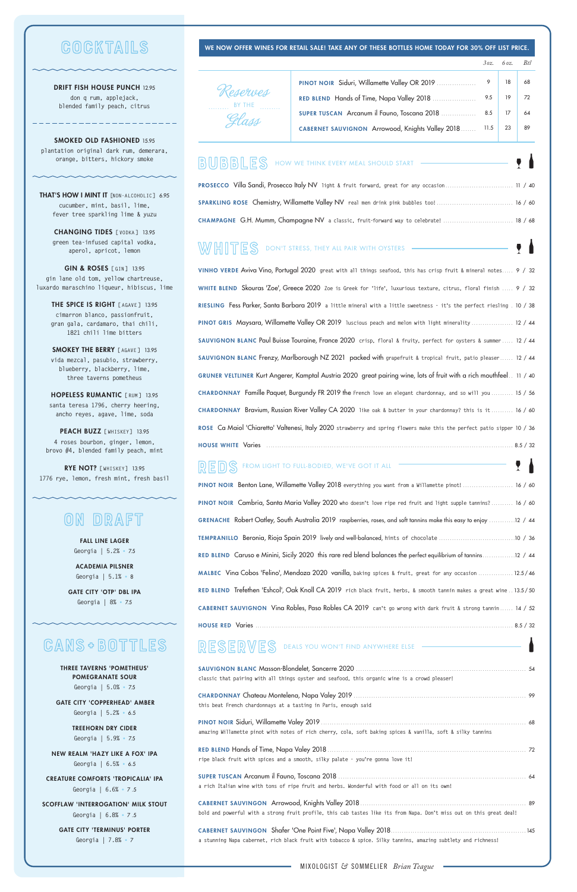# COCKTAILS

**DRIFT FISH HOUSE PUNCH** 12.95
don q rum, applejack, blended family peach, citrus

**SMOKED OLD FASHIONED** 15.95
plantation original dark rum, demerara, orange, bitters, hickory smoke

**THAT'S HOW I MINT IT** [NON-ALCOHOLIC] 6.95
cucumber, mint, basil, lime, fever tree sparkling lime & yuzu

**CHANGING TIDES** [VODKA] 13.95
green tea-infused capital vodka, aperol, apricot, lemon

**GIN & ROSES** [GIN] 13.95
gin lane old tom, yellow chartreuse, luxardo maraschino liqueur, hibiscus, lime

**THE SPICE IS RIGHT** [AGAVE] 13.95
cimarron blanco, passionfruit, gran gala, cardamaro, thai chili, 1821 chili lime bitters

**SMOKEY THE BERRY** [AGAVE] 13.95
vida mezcal, pasubio, strawberry, blueberry, blackberry, lime, three taverns pometheus

**HOPELESS RUMANTIC** [RUM] 13.95
santa teresa 1796, cherry heering, ancho reyes, agave, lime, soda

**PEACH BUZZ** [WHISKEY] 13.95
4 roses bourbon, ginger, lemon, brovo #4, blended family peach, mint

**RYE NOT?** [WHISKEY] 13.95
1776 rye, lemon, fresh mint, fresh basil

# ON DRAFT

**FALL LINE LAGER**
Georgia | 5.2% • 7.5

**ACADEMIA PILSNER**
Georgia | 5.1% • 8

**GATE CITY 'OTP' DBL IPA**
Georgia | 8% • 7.5

# CANS + BOTTLES

**THREE TAVERNS 'POMETHEUS' POMEGRANATE SOUR**
Georgia | 5.0% • 7.5

**GATE CITY 'COPPERHEAD' AMBER**
Georgia | 5.2% • 6.5

**TREEHORN DRY CIDER**
Georgia | 5.9% • 7.5

**NEW REALM 'HAZY LIKE A FOX' IPA**
Georgia | 6.5% • 6.5

**CREATURE COMFORTS 'TROPICALIA' IPA**
Georgia | 6.6% • 7.5

**SCOFFLAW 'INTERROGATION' MILK STOUT**
Georgia | 6.8% • 7.5

**GATE CITY 'TERMINUS' PORTER**
Georgia | 7.8% • 7

---

**WE NOW OFFER WINES FOR RETAIL SALE! TAKE ANY OF THESE BOTTLES HOME TODAY FOR 30% OFF LIST PRICE.**

## Reserves BY THE Glass

| | 3oz. | 6oz. | Btl |
|---|---|---|---|
| **PINOT NOIR** Siduri, Willamette Valley OR 2019 | 9 | 18 | 68 |
| **RED BLEND** Hands of Time, Napa Valley 2018 | 9.5 | 19 | 72 |
| **SUPER TUSCAN** Arcanum il Fauno, Toscana 2018 | 8.5 | 17 | 64 |
| **CABERNET SAUVIGNON** Arrowood, Knights Valley 2018 | 11.5 | 23 | 89 |

## BUBBLES — HOW WE THINK EVERY MEAL SHOULD START

- **PROSECCO** Villa Sandi, Prosecco Italy NV — light & fruit forward, great for any occasion — 11 / 40
- **SPARKLING ROSE** Chemistry, Willamette Valley NV — real men drink pink bubbles too! — 16 / 60
- **CHAMPAGNE** G.H. Mumm, Champagne NV — a classic, fruit-forward way to celebrate! — 18 / 68

## WHITES — DON'T STRESS, THEY ALL PAIR WITH OYSTERS

- **VINHO VERDE** Aviva Vino, Portugal 2020 — great with all things seafood, this has crisp fruit & mineral notes — 9 / 32
- **WHITE BLEND** Skouras 'Zoe', Greece 2020 — Zoe is Greek for 'life', luxurious texture, citrus, floral finish — 9 / 32
- **RIESLING** Fess Parker, Santa Barbara 2019 — a little mineral with a little sweetness - it's the perfect riesling — 10 / 38
- **PINOT GRIS** Maysara, Willamette Valley OR 2019 — luscious peach and melon with light minerality — 12 / 44
- **SAUVIGNON BLANC** Paul Buisse Touraine, France 2020 — crisp, floral & fruity, perfect for oysters & summer — 12 / 44
- **SAUVIGNON BLANC** Frenzy, Marlborough NZ 2021 — packed with grapefruit & tropical fruit, patio pleaser — 12 / 44
- **GRUNER VELTLINER** Kurt Angerer, Kamptal Austria 2020 — great pairing wine, lots of fruit with a rich mouthfeel — 11 / 40
- **CHARDONNAY** Famille Paquet, Burgundy FR 2019 — the French love an elegant chardonnay, and so will you — 15 / 56
- **CHARDONNAY** Bravium, Russian River Valley CA 2020 — like oak & butter in your chardonnay? this is it — 16 / 60
- **ROSE** Ca Maiol 'Chiaretto' Valtenesi, Italy 2020 — strawberry and spring flowers make this the perfect patio sipper — 10 / 36
- **HOUSE WHITE** Varies — 8.5 / 32

## REDS — FROM LIGHT TO FULL-BODIED, WE'VE GOT IT ALL

- **PINOT NOIR** Benton Lane, Willamette Valley 2018 — everything you want from a Willamette pinot! — 16 / 60
- **PINOT NOIR** Cambria, Santa Maria Valley 2020 — who doesn't love pure red fruit and light supple tannins? — 16 / 60
- **GRENACHE** Robert Oatley, South Australia 2019 — raspberries, roses, and soft tannins make this easy to enjoy — 12 / 44
- **TEMPRANILLO** Beronia, Rioja Spain 2019 — lively and well-balanced, hints of chocolate — 10 / 36
- **RED BLEND** Caruso e Minini, Sicily 2020 — this rare red blend balances the perfect equilibrium of tannins — 12 / 44
- **MALBEC** Vina Cobos 'Felino', Mendoza 2020 — vanilla, baking spices & fruit, great for any occasion — 12.5 / 46
- **RED BLEND** Trefethen 'Eschol', Oak Knoll CA 2019 — rich black fruit, herbs, & smooth tannin makes a great wine — 13.5 / 50
- **CABERNET SAUVIGNON** Vina Robles, Paso Robles CA 2019 — can't go wrong with dark fruit & strong tannin — 14 / 52
- **HOUSE RED** Varies — 8.5 / 32

## RESERVES — DEALS YOU WON'T FIND ANYWHERE ELSE

**SAUVIGNON BLANC** Masson-Blondelet, Sancerre 2020 — 54
classic that pairing with all things oyster and seafood, this organic wine is a crowd pleaser!

**CHARDONNAY** Chateau Montelena, Napa Valey 2019 — 99
this beat French chardonnays at a tasting in Paris, enough said

**PINOT NOIR** Siduri, Willamette Valley 2019 — 68
amazing Willamette pinot with notes of rich cherry, cola, soft baking spices & vanilla, soft & silky tannins

**RED BLEND** Hands of Time, Napa Valley 2018 — 72
ripe black fruit with spices and a smooth, silky palate - you're gonna love it!

**SUPER TUSCAN** Arcanum il Fauno, Toscana 2018 — 64
a rich Italian wine with tons of ripe fruit and herbs. Wonderful with food or all on its own!

**CABERNET SAUVIGNON** Arrowood, Knights Valley 2018 — 89
bold and powerful with a strong fruit profile, this cab tastes like its from Napa. Don't miss out on this great deal!

**CABERNET SAUVIGNON** Shafer 'One Point Five', Napa Valley 2018 — 145
a stunning Napa cabernet, rich black fruit with tobacco & spice. Silky tannins, amazing subtlety and richness!

MIXOLOGIST & SOMMELIER *Brian Teague*